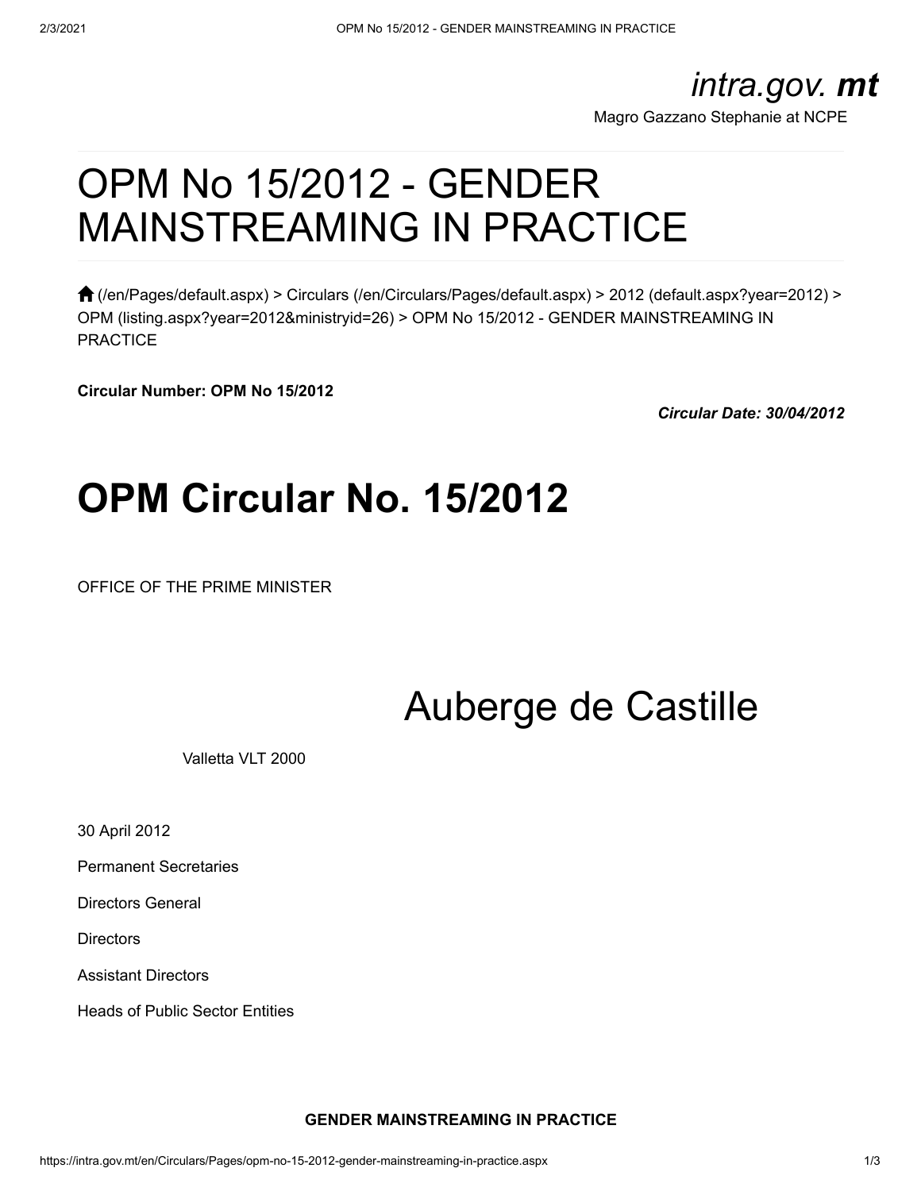intra.gov. **mt**

Magro Gazzano Stephanie at NCPE

# OPM No 15/2012 - GENDER MAINSTREAMING IN PRACTICE

(/en/Pages/default.aspx) > Circulars (/en/Circulars/Pages/default.aspx) > 2012 (default.aspx?year=2012) > OPM (listing.aspx?year=2012&ministryid=26) > OPM No 15/2012 - GENDER MAINSTREAMING IN PRACTICE

**Circular Number: OPM No 15/2012**

***Circular Date: 30/04/2012***

# OPM Circular No. 15/2012

OFFICE OF THE PRIME MINISTER

Auberge de Castille

Valletta VLT 2000

30 April 2012

Permanent Secretaries

Directors General

Directors

Assistant Directors

Heads of Public Sector Entities

**GENDER MAINSTREAMING IN PRACTICE**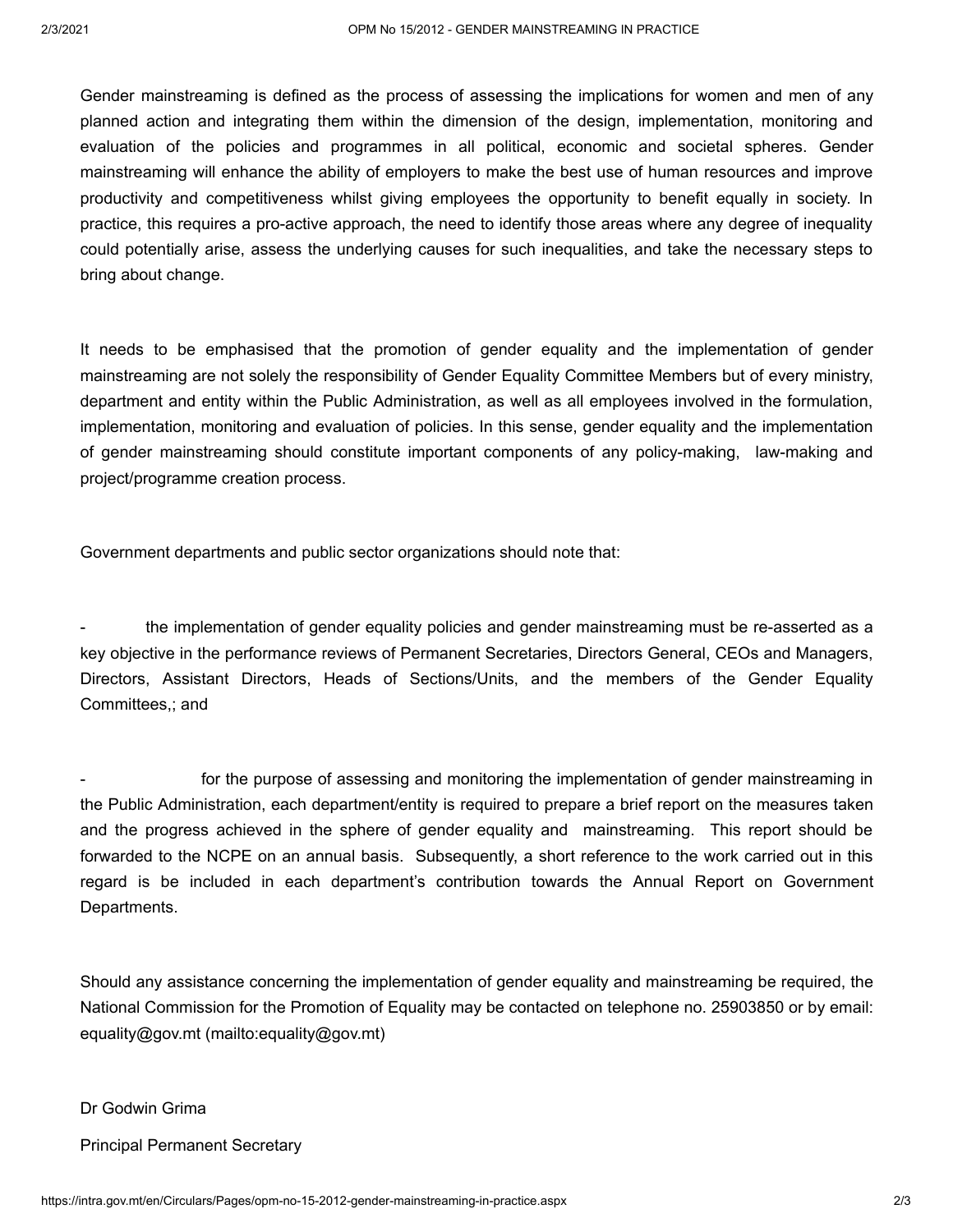Gender mainstreaming is defined as the process of assessing the implications for women and men of any planned action and integrating them within the dimension of the design, implementation, monitoring and evaluation of the policies and programmes in all political, economic and societal spheres. Gender mainstreaming will enhance the ability of employers to make the best use of human resources and improve productivity and competitiveness whilst giving employees the opportunity to benefit equally in society. In practice, this requires a pro-active approach, the need to identify those areas where any degree of inequality could potentially arise, assess the underlying causes for such inequalities, and take the necessary steps to bring about change.

It needs to be emphasised that the promotion of gender equality and the implementation of gender mainstreaming are not solely the responsibility of Gender Equality Committee Members but of every ministry, department and entity within the Public Administration, as well as all employees involved in the formulation, implementation, monitoring and evaluation of policies. In this sense, gender equality and the implementation of gender mainstreaming should constitute important components of any policy-making, law-making and project/programme creation process.

Government departments and public sector organizations should note that:

- the implementation of gender equality policies and gender mainstreaming must be re-asserted as a key objective in the performance reviews of Permanent Secretaries, Directors General, CEOs and Managers, Directors, Assistant Directors, Heads of Sections/Units, and the members of the Gender Equality Committees,; and

- for the purpose of assessing and monitoring the implementation of gender mainstreaming in the Public Administration, each department/entity is required to prepare a brief report on the measures taken and the progress achieved in the sphere of gender equality and mainstreaming. This report should be forwarded to the NCPE on an annual basis. Subsequently, a short reference to the work carried out in this regard is be included in each department's contribution towards the Annual Report on Government Departments.

Should any assistance concerning the implementation of gender equality and mainstreaming be required, the National Commission for the Promotion of Equality may be contacted on telephone no. 25903850 or by email: equality@gov.mt (mailto:equality@gov.mt)

Dr Godwin Grima

Principal Permanent Secretary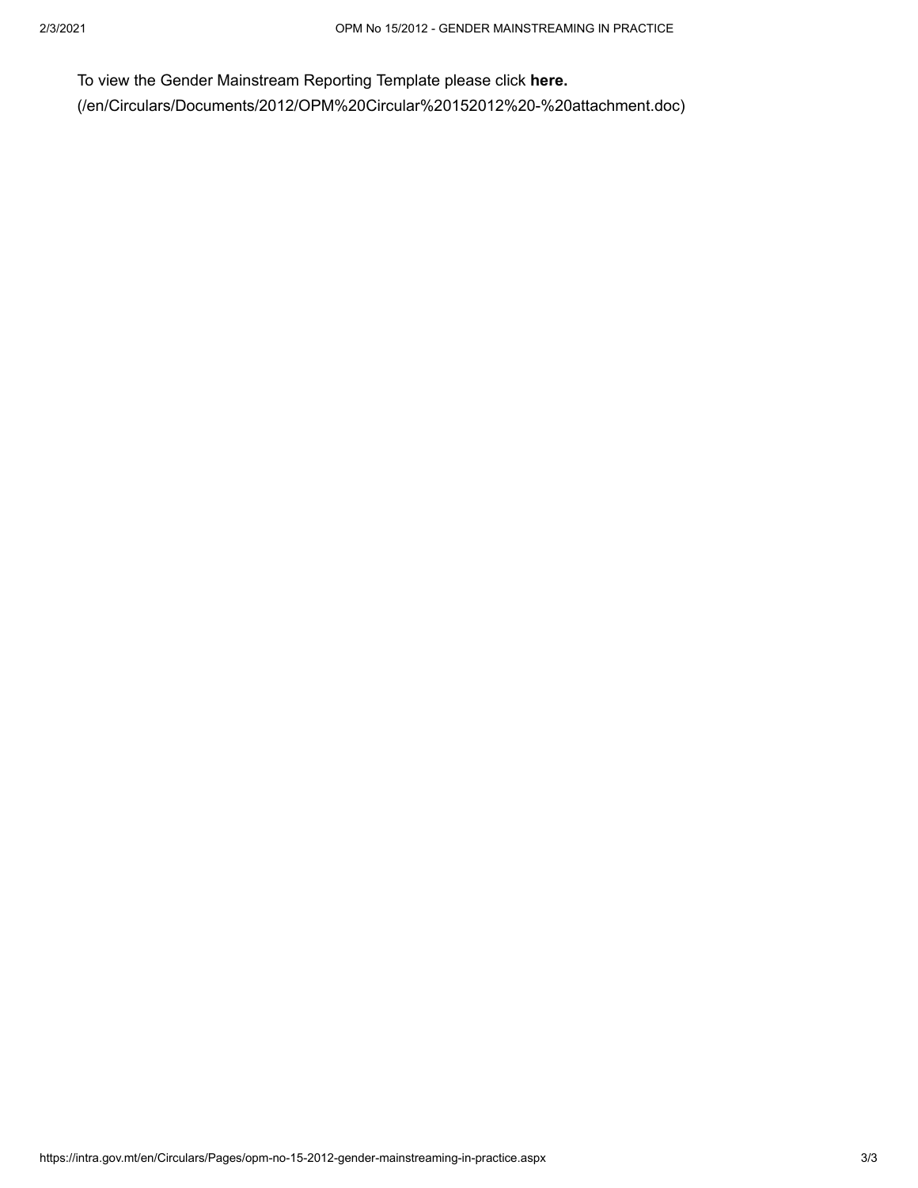To view the Gender Mainstream Reporting Template please click **here.**
(/en/Circulars/Documents/2012/OPM%20Circular%20152012%20-%20attachment.doc)